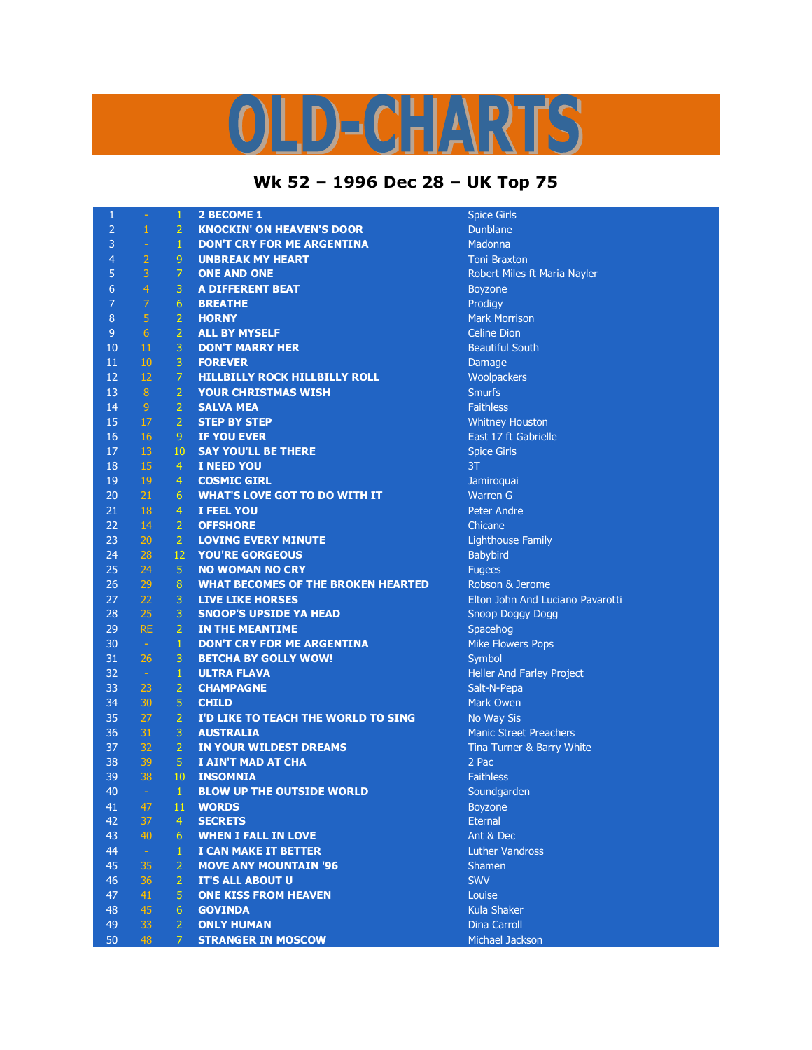# OLD-CHARTS

## Wk 52 – 1996 Dec 28 – UK Top 75

| | | | | |
|---|---|---|---|---|
| 1 | - | 1 | **2 BECOME 1** | Spice Girls |
| 2 | 1 | 2 | **KNOCKIN' ON HEAVEN'S DOOR** | Dunblane |
| 3 | - | 1 | **DON'T CRY FOR ME ARGENTINA** | Madonna |
| 4 | 2 | 9 | **UNBREAK MY HEART** | Toni Braxton |
| 5 | 3 | 7 | **ONE AND ONE** | Robert Miles ft Maria Nayler |
| 6 | 4 | 3 | **A DIFFERENT BEAT** | Boyzone |
| 7 | 7 | 6 | **BREATHE** | Prodigy |
| 8 | 5 | 2 | **HORNY** | Mark Morrison |
| 9 | 6 | 2 | **ALL BY MYSELF** | Celine Dion |
| 10 | 11 | 3 | **DON'T MARRY HER** | Beautiful South |
| 11 | 10 | 3 | **FOREVER** | Damage |
| 12 | 12 | 7 | **HILLBILLY ROCK HILLBILLY ROLL** | Woolpackers |
| 13 | 8 | 2 | **YOUR CHRISTMAS WISH** | Smurfs |
| 14 | 9 | 2 | **SALVA MEA** | Faithless |
| 15 | 17 | 2 | **STEP BY STEP** | Whitney Houston |
| 16 | 16 | 9 | **IF YOU EVER** | East 17 ft Gabrielle |
| 17 | 13 | 10 | **SAY YOU'LL BE THERE** | Spice Girls |
| 18 | 15 | 4 | **I NEED YOU** | 3T |
| 19 | 19 | 4 | **COSMIC GIRL** | Jamiroquai |
| 20 | 21 | 6 | **WHAT'S LOVE GOT TO DO WITH IT** | Warren G |
| 21 | 18 | 4 | **I FEEL YOU** | Peter Andre |
| 22 | 14 | 2 | **OFFSHORE** | Chicane |
| 23 | 20 | 2 | **LOVING EVERY MINUTE** | Lighthouse Family |
| 24 | 28 | 12 | **YOU'RE GORGEOUS** | Babybird |
| 25 | 24 | 5 | **NO WOMAN NO CRY** | Fugees |
| 26 | 29 | 8 | **WHAT BECOMES OF THE BROKEN HEARTED** | Robson & Jerome |
| 27 | 22 | 3 | **LIVE LIKE HORSES** | Elton John And Luciano Pavarotti |
| 28 | 25 | 3 | **SNOOP'S UPSIDE YA HEAD** | Snoop Doggy Dogg |
| 29 | RE | 2 | **IN THE MEANTIME** | Spacehog |
| 30 | - | 1 | **DON'T CRY FOR ME ARGENTINA** | Mike Flowers Pops |
| 31 | 26 | 3 | **BETCHA BY GOLLY WOW!** | Symbol |
| 32 | - | 1 | **ULTRA FLAVA** | Heller And Farley Project |
| 33 | 23 | 2 | **CHAMPAGNE** | Salt-N-Pepa |
| 34 | 30 | 5 | **CHILD** | Mark Owen |
| 35 | 27 | 2 | **I'D LIKE TO TEACH THE WORLD TO SING** | No Way Sis |
| 36 | 31 | 3 | **AUSTRALIA** | Manic Street Preachers |
| 37 | 32 | 2 | **IN YOUR WILDEST DREAMS** | Tina Turner & Barry White |
| 38 | 39 | 5 | **I AIN'T MAD AT CHA** | 2 Pac |
| 39 | 38 | 10 | **INSOMNIA** | Faithless |
| 40 | - | 1 | **BLOW UP THE OUTSIDE WORLD** | Soundgarden |
| 41 | 47 | 11 | **WORDS** | Boyzone |
| 42 | 37 | 4 | **SECRETS** | Eternal |
| 43 | 40 | 6 | **WHEN I FALL IN LOVE** | Ant & Dec |
| 44 | - | 1 | **I CAN MAKE IT BETTER** | Luther Vandross |
| 45 | 35 | 2 | **MOVE ANY MOUNTAIN '96** | Shamen |
| 46 | 36 | 2 | **IT'S ALL ABOUT U** | SWV |
| 47 | 41 | 5 | **ONE KISS FROM HEAVEN** | Louise |
| 48 | 45 | 6 | **GOVINDA** | Kula Shaker |
| 49 | 33 | 2 | **ONLY HUMAN** | Dina Carroll |
| 50 | 48 | 7 | **STRANGER IN MOSCOW** | Michael Jackson |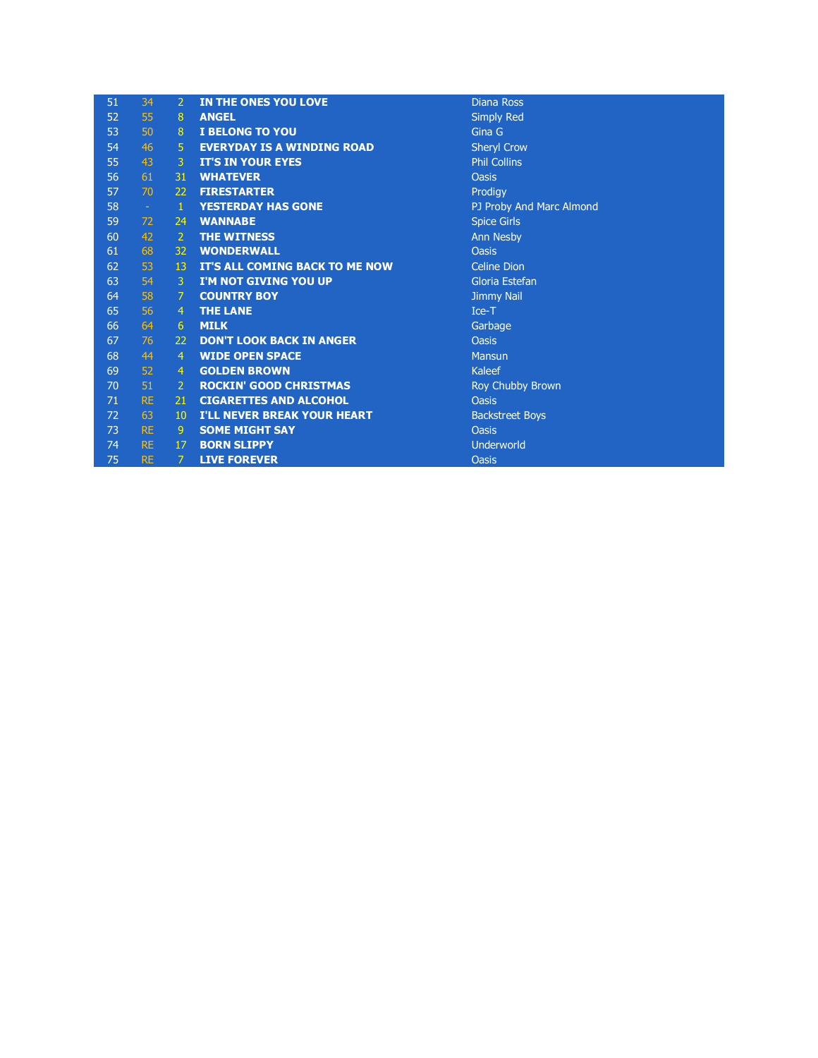| | | | | |
|---|---|---|---|---|
| 51 | 34 | 2 | IN THE ONES YOU LOVE | Diana Ross |
| 52 | 55 | 8 | ANGEL | Simply Red |
| 53 | 50 | 8 | I BELONG TO YOU | Gina G |
| 54 | 46 | 5 | EVERYDAY IS A WINDING ROAD | Sheryl Crow |
| 55 | 43 | 3 | IT'S IN YOUR EYES | Phil Collins |
| 56 | 61 | 31 | WHATEVER | Oasis |
| 57 | 70 | 22 | FIRESTARTER | Prodigy |
| 58 | - | 1 | YESTERDAY HAS GONE | PJ Proby And Marc Almond |
| 59 | 72 | 24 | WANNABE | Spice Girls |
| 60 | 42 | 2 | THE WITNESS | Ann Nesby |
| 61 | 68 | 32 | WONDERWALL | Oasis |
| 62 | 53 | 13 | IT'S ALL COMING BACK TO ME NOW | Celine Dion |
| 63 | 54 | 3 | I'M NOT GIVING YOU UP | Gloria Estefan |
| 64 | 58 | 7 | COUNTRY BOY | Jimmy Nail |
| 65 | 56 | 4 | THE LANE | Ice-T |
| 66 | 64 | 6 | MILK | Garbage |
| 67 | 76 | 22 | DON'T LOOK BACK IN ANGER | Oasis |
| 68 | 44 | 4 | WIDE OPEN SPACE | Mansun |
| 69 | 52 | 4 | GOLDEN BROWN | Kaleef |
| 70 | 51 | 2 | ROCKIN' GOOD CHRISTMAS | Roy Chubby Brown |
| 71 | RE | 21 | CIGARETTES AND ALCOHOL | Oasis |
| 72 | 63 | 10 | I'LL NEVER BREAK YOUR HEART | Backstreet Boys |
| 73 | RE | 9 | SOME MIGHT SAY | Oasis |
| 74 | RE | 17 | BORN SLIPPY | Underworld |
| 75 | RE | 7 | LIVE FOREVER | Oasis |